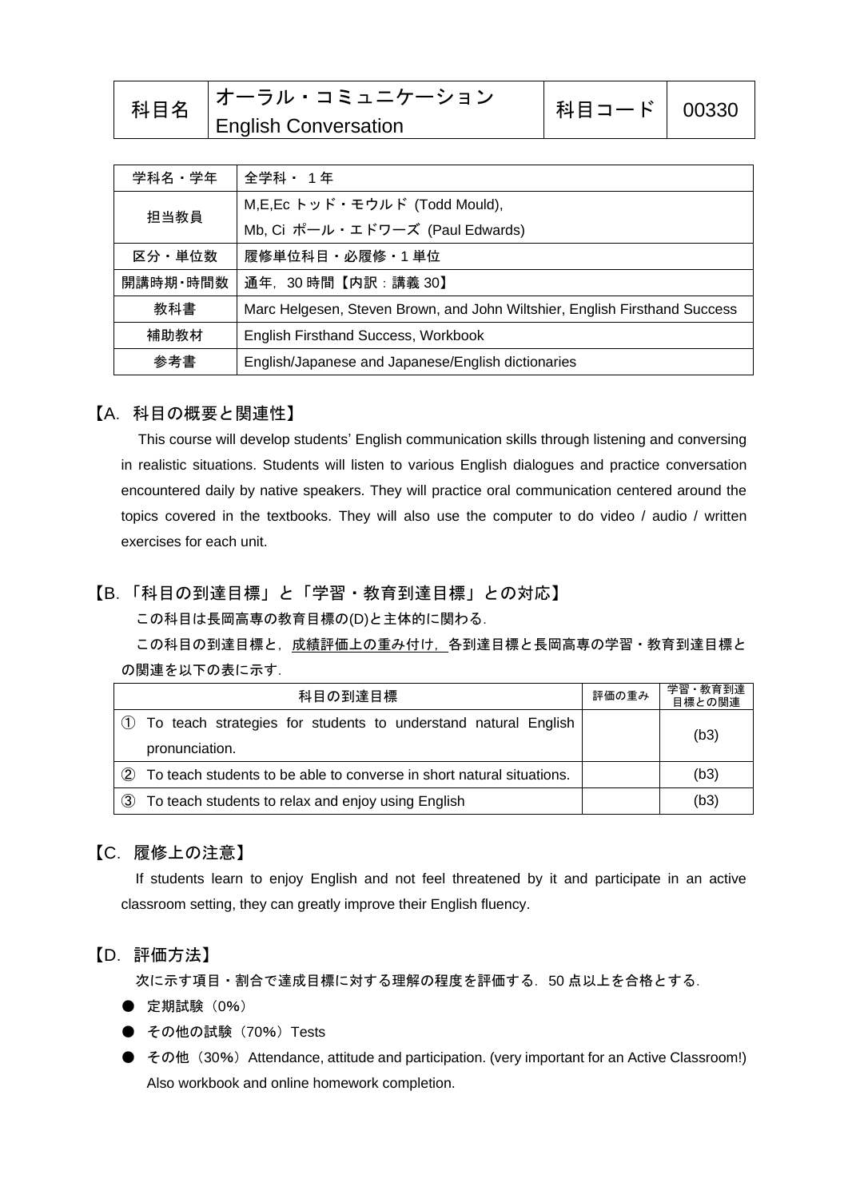| 科目名 | オーラル・コミュニケーション<br>English Conversation | 科目コード | 00330 |
|---|---|---|---|

| 学科名・学年 | 全学科・ 1 年 |
|---|---|
| 担当教員 | M,E,Ec トッド・モウルド (Todd Mould),<br>Mb, Ci ポール・エドワーズ (Paul Edwards) |
| 区分・単位数 | 履修単位科目・必履修・1 単位 |
| 開講時期・時間数 | 通年，30 時間【内訳：講義 30】 |
| 教科書 | Marc Helgesen, Steven Brown, and John Wiltshier, English Firsthand Success |
| 補助教材 | English Firsthand Success, Workbook |
| 参考書 | English/Japanese and Japanese/English dictionaries |

## 【A. 科目の概要と関連性】

This course will develop students' English communication skills through listening and conversing in realistic situations. Students will listen to various English dialogues and practice conversation encountered daily by native speakers. They will practice oral communication centered around the topics covered in the textbooks. They will also use the computer to do video / audio / written exercises for each unit.

## 【B.「科目の到達目標」と「学習・教育到達目標」との対応】

この科目は長岡高専の教育目標の(D)と主体的に関わる．

この科目の到達目標と，成績評価上の重み付け，各到達目標と長岡高専の学習・教育到達目標との関連を以下の表に示す．

| 科目の到達目標 | 評価の重み | 学習・教育到達目標との関連 |
|---|---|---|
| ① To teach strategies for students to understand natural English pronunciation. | | (b3) |
| ② To teach students to be able to converse in short natural situations. | | (b3) |
| ③ To teach students to relax and enjoy using English | | (b3) |

## 【C. 履修上の注意】

If students learn to enjoy English and not feel threatened by it and participate in an active classroom setting, they can greatly improve their English fluency.

## 【D. 評価方法】

次に示す項目・割合で達成目標に対する理解の程度を評価する．50 点以上を合格とする．

- 定期試験（0%）
- その他の試験（70%）Tests
- その他（30%）Attendance, attitude and participation. (very important for an Active Classroom!) Also workbook and online homework completion.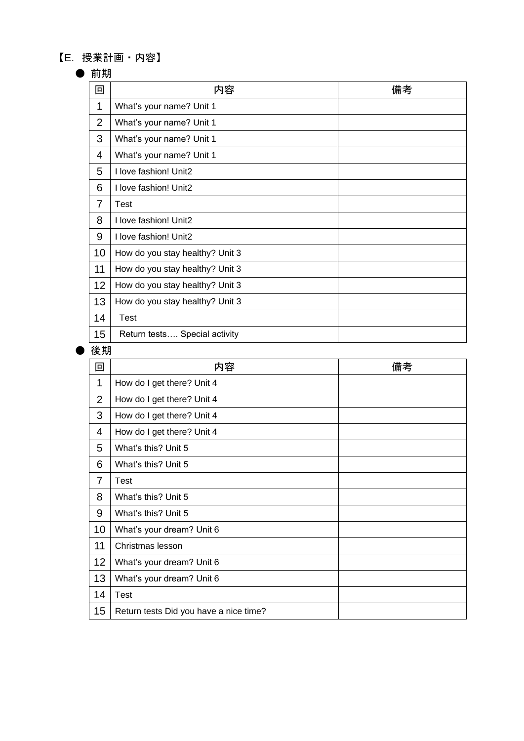【E. 授業計画・内容】

● 前期

| 回 | 内容 | 備考 |
|---|---|---|
| 1 | What's your name? Unit 1 | |
| 2 | What's your name? Unit 1 | |
| 3 | What's your name? Unit 1 | |
| 4 | What's your name? Unit 1 | |
| 5 | I love fashion! Unit2 | |
| 6 | I love fashion! Unit2 | |
| 7 | Test | |
| 8 | I love fashion! Unit2 | |
| 9 | I love fashion! Unit2 | |
| 10 | How do you stay healthy? Unit 3 | |
| 11 | How do you stay healthy? Unit 3 | |
| 12 | How do you stay healthy? Unit 3 | |
| 13 | How do you stay healthy? Unit 3 | |
| 14 | Test | |
| 15 | Return tests…. Special activity | |

● 後期

| 回 | 内容 | 備考 |
|---|---|---|
| 1 | How do I get there? Unit 4 | |
| 2 | How do I get there? Unit 4 | |
| 3 | How do I get there? Unit 4 | |
| 4 | How do I get there? Unit 4 | |
| 5 | What's this? Unit 5 | |
| 6 | What's this? Unit 5 | |
| 7 | Test | |
| 8 | What's this? Unit 5 | |
| 9 | What's this? Unit 5 | |
| 10 | What's your dream? Unit 6 | |
| 11 | Christmas lesson | |
| 12 | What's your dream? Unit 6 | |
| 13 | What's your dream? Unit 6 | |
| 14 | Test | |
| 15 | Return tests Did you have a nice time? | |